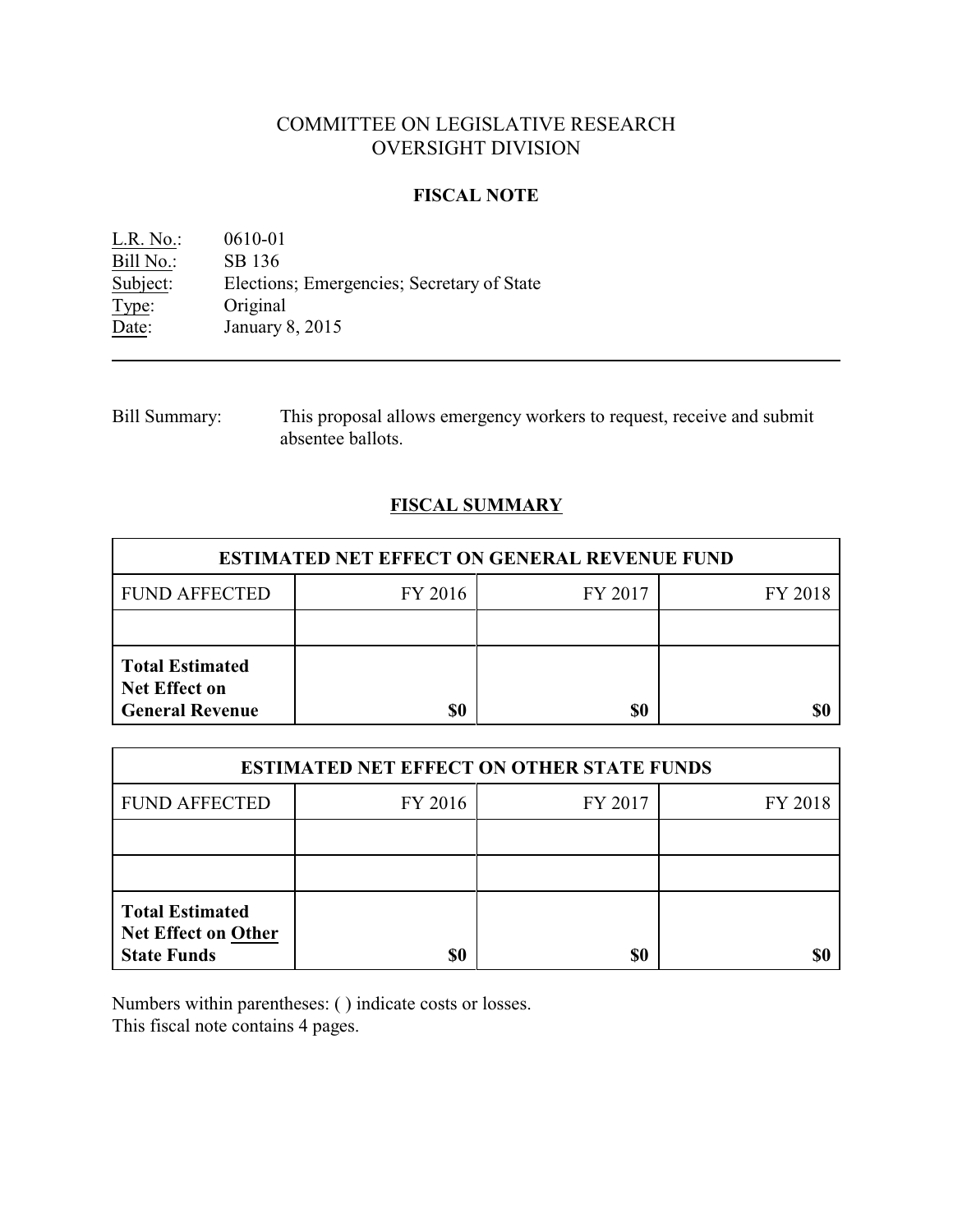# COMMITTEE ON LEGISLATIVE RESEARCH
# OVERSIGHT DIVISION

## FISCAL NOTE

L.R. No.: 0610-01
Bill No.: SB 136
Subject: Elections; Emergencies; Secretary of State
Type: Original
Date: January 8, 2015

---

Bill Summary: This proposal allows emergency workers to request, receive and submit absentee ballots.

## FISCAL SUMMARY

| ESTIMATED NET EFFECT ON GENERAL REVENUE FUND | | | |
|---|---|---|---|
| FUND AFFECTED | FY 2016 | FY 2017 | FY 2018 |
| | | | |
| **Total Estimated Net Effect on General Revenue** | **$0** | **$0** | **$0** |

| ESTIMATED NET EFFECT ON OTHER STATE FUNDS | | | |
|---|---|---|---|
| FUND AFFECTED | FY 2016 | FY 2017 | FY 2018 |
| | | | |
| | | | |
| **Total Estimated Net Effect on Other State Funds** | **$0** | **$0** | **$0** |

Numbers within parentheses: ( ) indicate costs or losses.
This fiscal note contains 4 pages.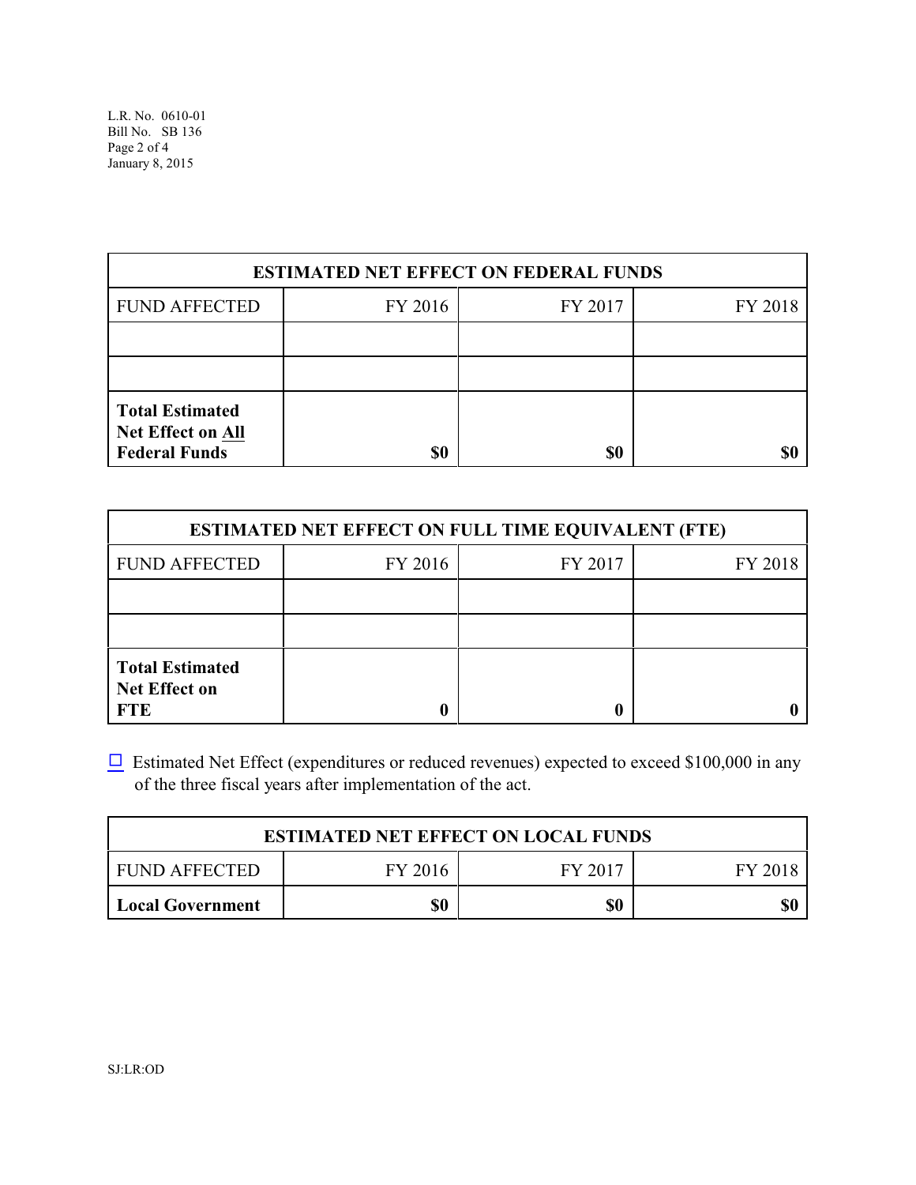| ESTIMATED NET EFFECT ON FEDERAL FUNDS | | | |
|---|---|---|---|
| FUND AFFECTED | FY 2016 | FY 2017 | FY 2018 |
| | | | |
| | | | |
| **Total Estimated Net Effect on All Federal Funds** | **$0** | **$0** | **$0** |

| ESTIMATED NET EFFECT ON FULL TIME EQUIVALENT (FTE) | | | |
|---|---|---|---|
| FUND AFFECTED | FY 2016 | FY 2017 | FY 2018 |
| | | | |
| | | | |
| **Total Estimated Net Effect on FTE** | **0** | **0** | **0** |

☐ Estimated Net Effect (expenditures or reduced revenues) expected to exceed $100,000 in any of the three fiscal years after implementation of the act.

| ESTIMATED NET EFFECT ON LOCAL FUNDS | | | |
|---|---|---|---|
| FUND AFFECTED | FY 2016 | FY 2017 | FY 2018 |
| **Local Government** | **$0** | **$0** | **$0** |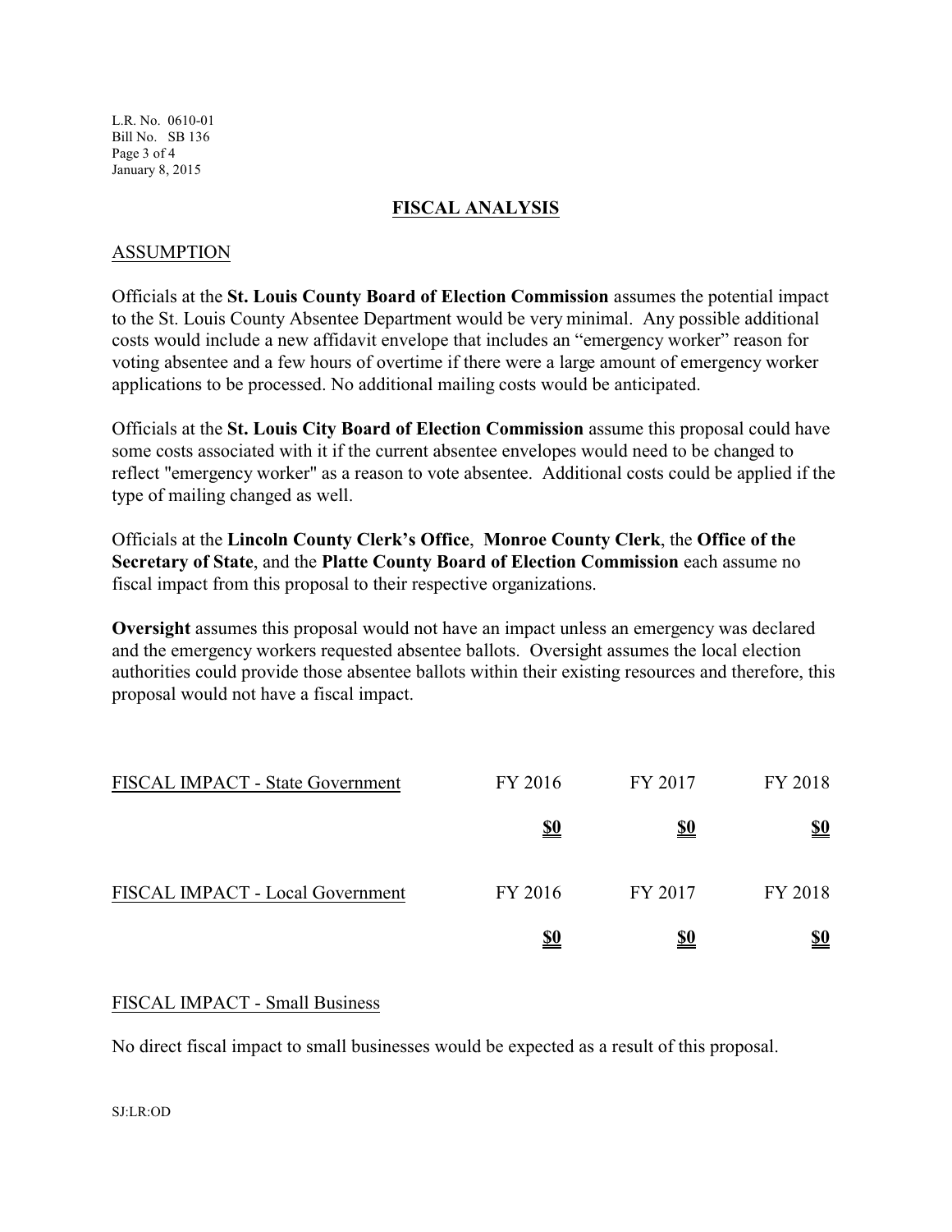## FISCAL ANALYSIS

### ASSUMPTION

Officials at the **St. Louis County Board of Election Commission** assumes the potential impact to the St. Louis County Absentee Department would be very minimal. Any possible additional costs would include a new affidavit envelope that includes an "emergency worker" reason for voting absentee and a few hours of overtime if there were a large amount of emergency worker applications to be processed. No additional mailing costs would be anticipated.

Officials at the **St. Louis City Board of Election Commission** assume this proposal could have some costs associated with it if the current absentee envelopes would need to be changed to reflect "emergency worker" as a reason to vote absentee. Additional costs could be applied if the type of mailing changed as well.

Officials at the **Lincoln County Clerk's Office**, **Monroe County Clerk**, the **Office of the Secretary of State**, and the **Platte County Board of Election Commission** each assume no fiscal impact from this proposal to their respective organizations.

**Oversight** assumes this proposal would not have an impact unless an emergency was declared and the emergency workers requested absentee ballots. Oversight assumes the local election authorities could provide those absentee ballots within their existing resources and therefore, this proposal would not have a fiscal impact.

| FISCAL IMPACT - State Government | FY 2016 | FY 2017 | FY 2018 |
|---|---|---|---|
| | **$0** | **$0** | **$0** |

| FISCAL IMPACT - Local Government | FY 2016 | FY 2017 | FY 2018 |
|---|---|---|---|
| | **$0** | **$0** | **$0** |

### FISCAL IMPACT - Small Business

No direct fiscal impact to small businesses would be expected as a result of this proposal.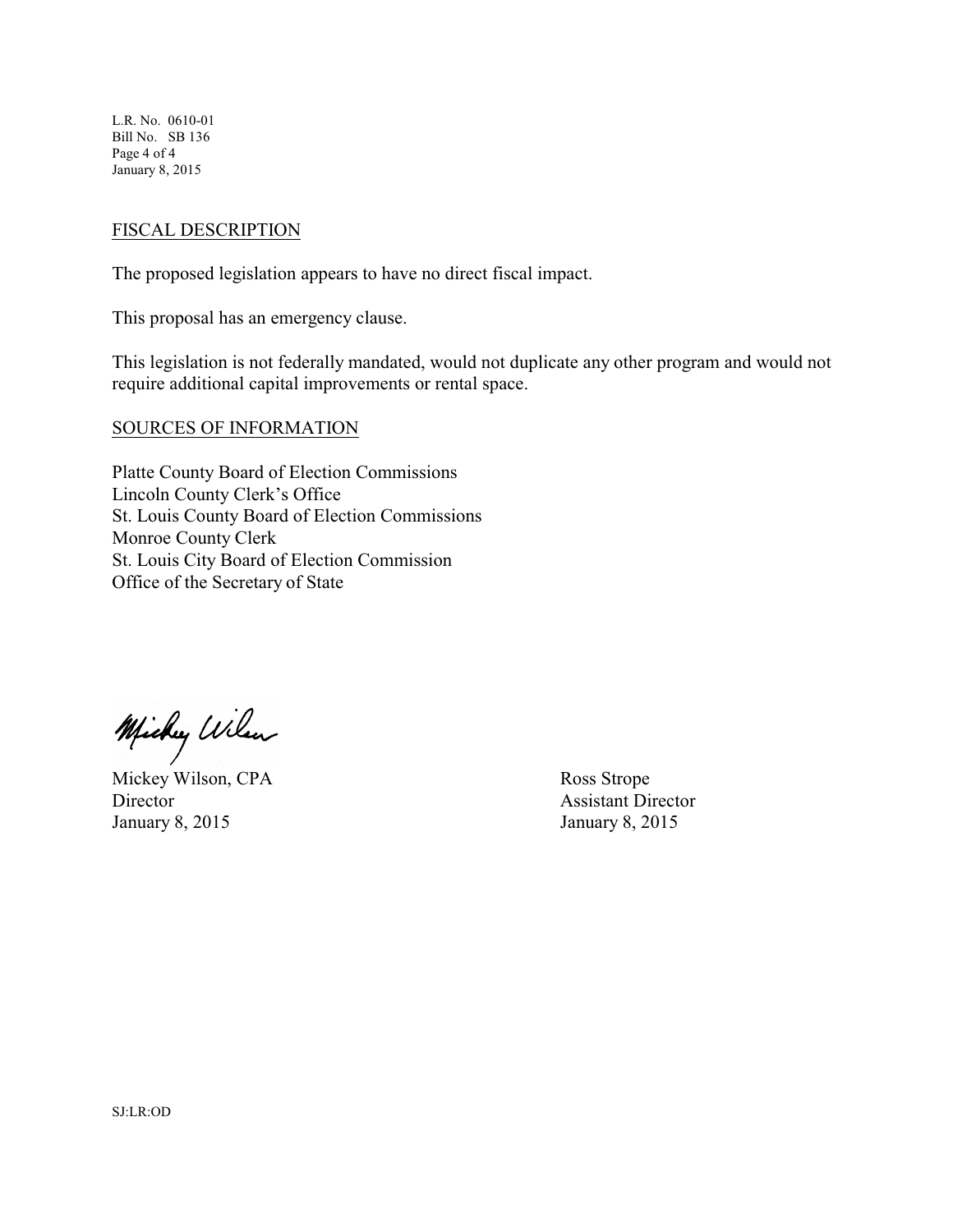## FISCAL DESCRIPTION

The proposed legislation appears to have no direct fiscal impact.

This proposal has an emergency clause.

This legislation is not federally mandated, would not duplicate any other program and would not require additional capital improvements or rental space.

## SOURCES OF INFORMATION

Platte County Board of Election Commissions
Lincoln County Clerk's Office
St. Louis County Board of Election Commissions
Monroe County Clerk
St. Louis City Board of Election Commission
Office of the Secretary of State

Mickey Wilson, CPA
Director
January 8, 2015

Ross Strope
Assistant Director
January 8, 2015

SJ:LR:OD